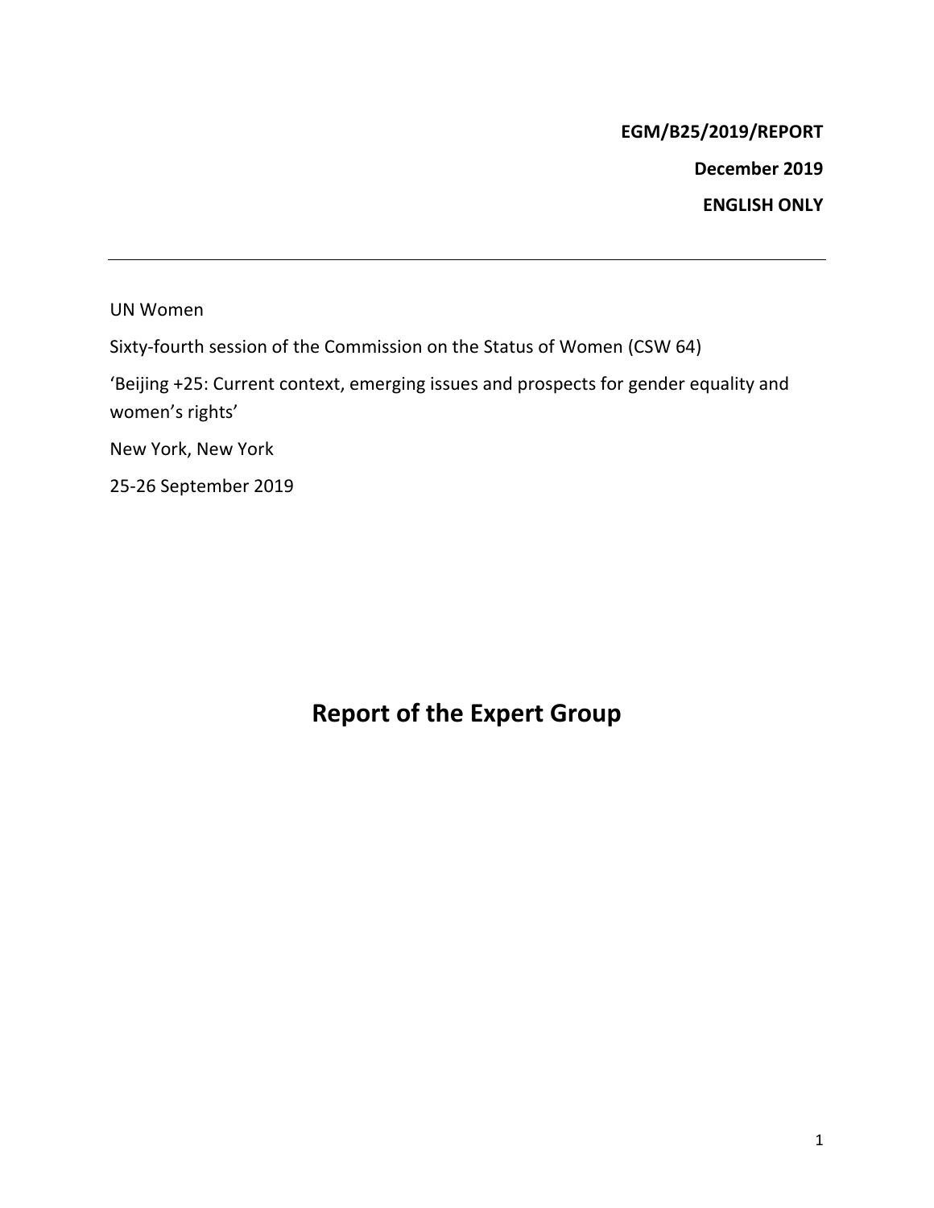**EGM/B25/2019/REPORT**

**December 2019**

**ENGLISH ONLY**

---

UN Women

Sixty-fourth session of the Commission on the Status of Women (CSW 64)

'Beijing +25: Current context, emerging issues and prospects for gender equality and women's rights'

New York, New York

25-26 September 2019

# Report of the Expert Group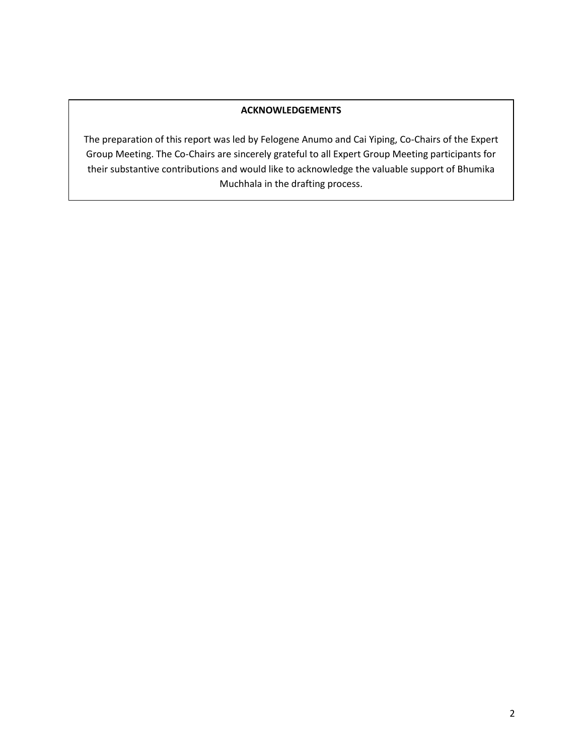## ACKNOWLEDGEMENTS

The preparation of this report was led by Felogene Anumo and Cai Yiping, Co-Chairs of the Expert Group Meeting. The Co-Chairs are sincerely grateful to all Expert Group Meeting participants for their substantive contributions and would like to acknowledge the valuable support of Bhumika Muchhala in the drafting process.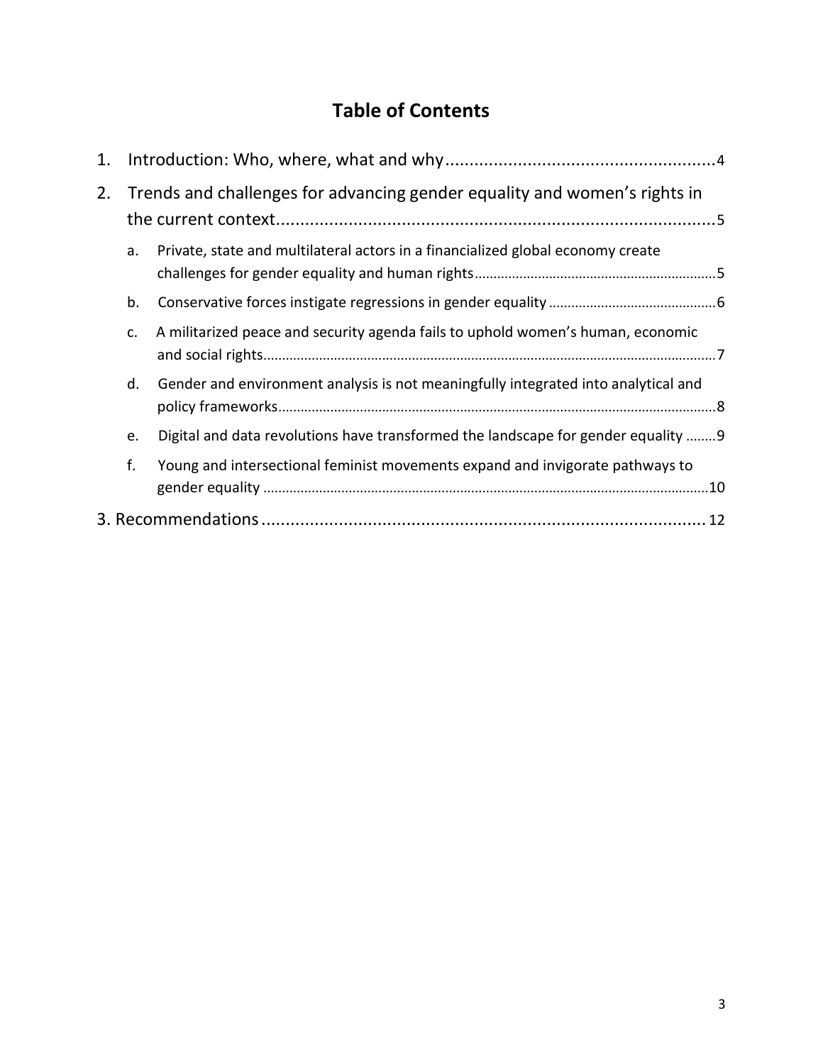# Table of Contents

1. Introduction: Who, where, what and why....................................................4
2. Trends and challenges for advancing gender equality and women's rights in the current context....................................................5
    a. Private, state and multilateral actors in a financialized global economy create challenges for gender equality and human rights....................................................5
    b. Conservative forces instigate regressions in gender equality....................................................6
    c. A militarized peace and security agenda fails to uphold women's human, economic and social rights....................................................7
    d. Gender and environment analysis is not meaningfully integrated into analytical and policy frameworks....................................................8
    e. Digital and data revolutions have transformed the landscape for gender equality ........9
    f. Young and intersectional feminist movements expand and invigorate pathways to gender equality ....................................................10

3. Recommendations....................................................12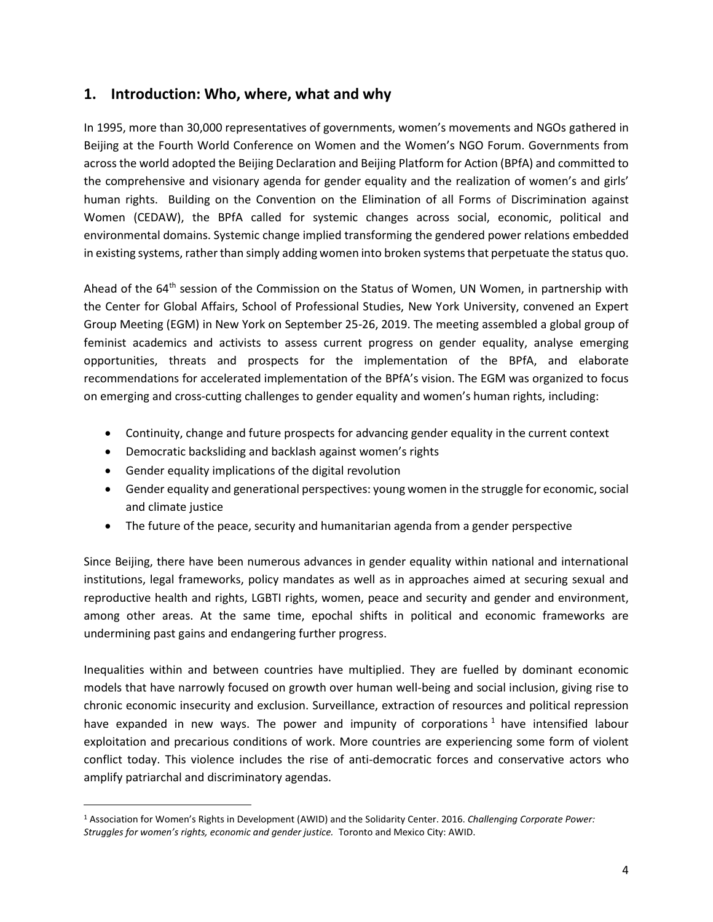## 1. Introduction: Who, where, what and why

In 1995, more than 30,000 representatives of governments, women's movements and NGOs gathered in Beijing at the Fourth World Conference on Women and the Women's NGO Forum. Governments from across the world adopted the Beijing Declaration and Beijing Platform for Action (BPfA) and committed to the comprehensive and visionary agenda for gender equality and the realization of women's and girls' human rights. Building on the Convention on the Elimination of all Forms of Discrimination against Women (CEDAW), the BPfA called for systemic changes across social, economic, political and environmental domains. Systemic change implied transforming the gendered power relations embedded in existing systems, rather than simply adding women into broken systems that perpetuate the status quo.

Ahead of the 64th session of the Commission on the Status of Women, UN Women, in partnership with the Center for Global Affairs, School of Professional Studies, New York University, convened an Expert Group Meeting (EGM) in New York on September 25-26, 2019. The meeting assembled a global group of feminist academics and activists to assess current progress on gender equality, analyse emerging opportunities, threats and prospects for the implementation of the BPfA, and elaborate recommendations for accelerated implementation of the BPfA's vision. The EGM was organized to focus on emerging and cross-cutting challenges to gender equality and women's human rights, including:

- Continuity, change and future prospects for advancing gender equality in the current context
- Democratic backsliding and backlash against women's rights
- Gender equality implications of the digital revolution
- Gender equality and generational perspectives: young women in the struggle for economic, social and climate justice
- The future of the peace, security and humanitarian agenda from a gender perspective

Since Beijing, there have been numerous advances in gender equality within national and international institutions, legal frameworks, policy mandates as well as in approaches aimed at securing sexual and reproductive health and rights, LGBTI rights, women, peace and security and gender and environment, among other areas. At the same time, epochal shifts in political and economic frameworks are undermining past gains and endangering further progress.

Inequalities within and between countries have multiplied. They are fuelled by dominant economic models that have narrowly focused on growth over human well-being and social inclusion, giving rise to chronic economic insecurity and exclusion. Surveillance, extraction of resources and political repression have expanded in new ways. The power and impunity of corporations [1] have intensified labour exploitation and precarious conditions of work. More countries are experiencing some form of violent conflict today. This violence includes the rise of anti-democratic forces and conservative actors who amplify patriarchal and discriminatory agendas.

---

[1] Association for Women's Rights in Development (AWID) and the Solidarity Center. 2016. *Challenging Corporate Power: Struggles for women's rights, economic and gender justice.* Toronto and Mexico City: AWID.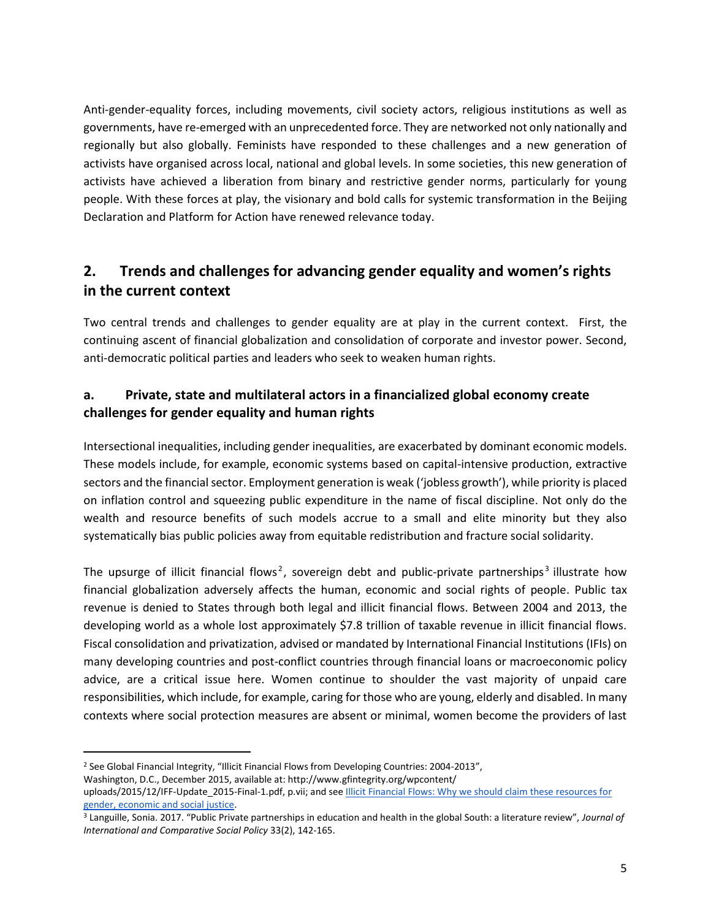Anti-gender-equality forces, including movements, civil society actors, religious institutions as well as governments, have re-emerged with an unprecedented force. They are networked not only nationally and regionally but also globally. Feminists have responded to these challenges and a new generation of activists have organised across local, national and global levels. In some societies, this new generation of activists have achieved a liberation from binary and restrictive gender norms, particularly for young people. With these forces at play, the visionary and bold calls for systemic transformation in the Beijing Declaration and Platform for Action have renewed relevance today.

## 2. Trends and challenges for advancing gender equality and women's rights in the current context

Two central trends and challenges to gender equality are at play in the current context. First, the continuing ascent of financial globalization and consolidation of corporate and investor power. Second, anti-democratic political parties and leaders who seek to weaken human rights.

### a. Private, state and multilateral actors in a financialized global economy create challenges for gender equality and human rights

Intersectional inequalities, including gender inequalities, are exacerbated by dominant economic models. These models include, for example, economic systems based on capital-intensive production, extractive sectors and the financial sector. Employment generation is weak ('jobless growth'), while priority is placed on inflation control and squeezing public expenditure in the name of fiscal discipline. Not only do the wealth and resource benefits of such models accrue to a small and elite minority but they also systematically bias public policies away from equitable redistribution and fracture social solidarity.

The upsurge of illicit financial flows[2], sovereign debt and public-private partnerships[3] illustrate how financial globalization adversely affects the human, economic and social rights of people. Public tax revenue is denied to States through both legal and illicit financial flows. Between 2004 and 2013, the developing world as a whole lost approximately $7.8 trillion of taxable revenue in illicit financial flows. Fiscal consolidation and privatization, advised or mandated by International Financial Institutions (IFIs) on many developing countries and post-conflict countries through financial loans or macroeconomic policy advice, are a critical issue here. Women continue to shoulder the vast majority of unpaid care responsibilities, which include, for example, caring for those who are young, elderly and disabled. In many contexts where social protection measures are absent or minimal, women become the providers of last

---

[2] See Global Financial Integrity, "Illicit Financial Flows from Developing Countries: 2004-2013", Washington, D.C., December 2015, available at: http://www.gfintegrity.org/wpcontent/uploads/2015/12/IFF-Update_2015-Final-1.pdf, p.vii; and see Illicit Financial Flows: Why we should claim these resources for gender, economic and social justice.

[3] Languille, Sonia. 2017. "Public Private partnerships in education and health in the global South: a literature review", *Journal of International and Comparative Social Policy* 33(2), 142-165.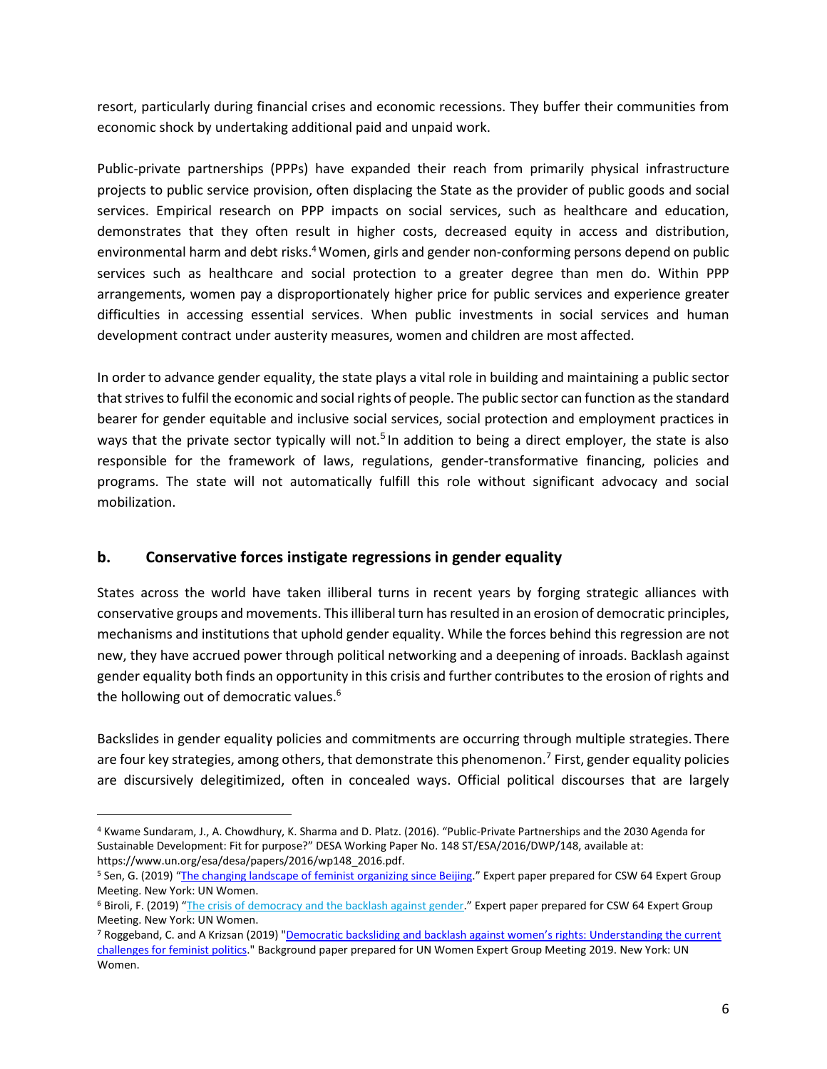resort, particularly during financial crises and economic recessions. They buffer their communities from economic shock by undertaking additional paid and unpaid work.

Public-private partnerships (PPPs) have expanded their reach from primarily physical infrastructure projects to public service provision, often displacing the State as the provider of public goods and social services. Empirical research on PPP impacts on social services, such as healthcare and education, demonstrates that they often result in higher costs, decreased equity in access and distribution, environmental harm and debt risks.[4] Women, girls and gender non-conforming persons depend on public services such as healthcare and social protection to a greater degree than men do. Within PPP arrangements, women pay a disproportionately higher price for public services and experience greater difficulties in accessing essential services. When public investments in social services and human development contract under austerity measures, women and children are most affected.

In order to advance gender equality, the state plays a vital role in building and maintaining a public sector that strives to fulfil the economic and social rights of people. The public sector can function as the standard bearer for gender equitable and inclusive social services, social protection and employment practices in ways that the private sector typically will not.[5] In addition to being a direct employer, the state is also responsible for the framework of laws, regulations, gender-transformative financing, policies and programs. The state will not automatically fulfill this role without significant advocacy and social mobilization.

### b. Conservative forces instigate regressions in gender equality

States across the world have taken illiberal turns in recent years by forging strategic alliances with conservative groups and movements. This illiberal turn has resulted in an erosion of democratic principles, mechanisms and institutions that uphold gender equality. While the forces behind this regression are not new, they have accrued power through political networking and a deepening of inroads. Backlash against gender equality both finds an opportunity in this crisis and further contributes to the erosion of rights and the hollowing out of democratic values.[6]

Backslides in gender equality policies and commitments are occurring through multiple strategies. There are four key strategies, among others, that demonstrate this phenomenon.[7] First, gender equality policies are discursively delegitimized, often in concealed ways. Official political discourses that are largely

---

[4] Kwame Sundaram, J., A. Chowdhury, K. Sharma and D. Platz. (2016). "Public-Private Partnerships and the 2030 Agenda for Sustainable Development: Fit for purpose?" DESA Working Paper No. 148 ST/ESA/2016/DWP/148, available at: https://www.un.org/esa/desa/papers/2016/wp148_2016.pdf.

[5] Sen, G. (2019) "The changing landscape of feminist organizing since Beijing." Expert paper prepared for CSW 64 Expert Group Meeting. New York: UN Women.

[6] Biroli, F. (2019) "The crisis of democracy and the backlash against gender." Expert paper prepared for CSW 64 Expert Group Meeting. New York: UN Women.

[7] Roggeband, C. and A Krizsan (2019) "Democratic backsliding and backlash against women's rights: Understanding the current challenges for feminist politics." Background paper prepared for UN Women Expert Group Meeting 2019. New York: UN Women.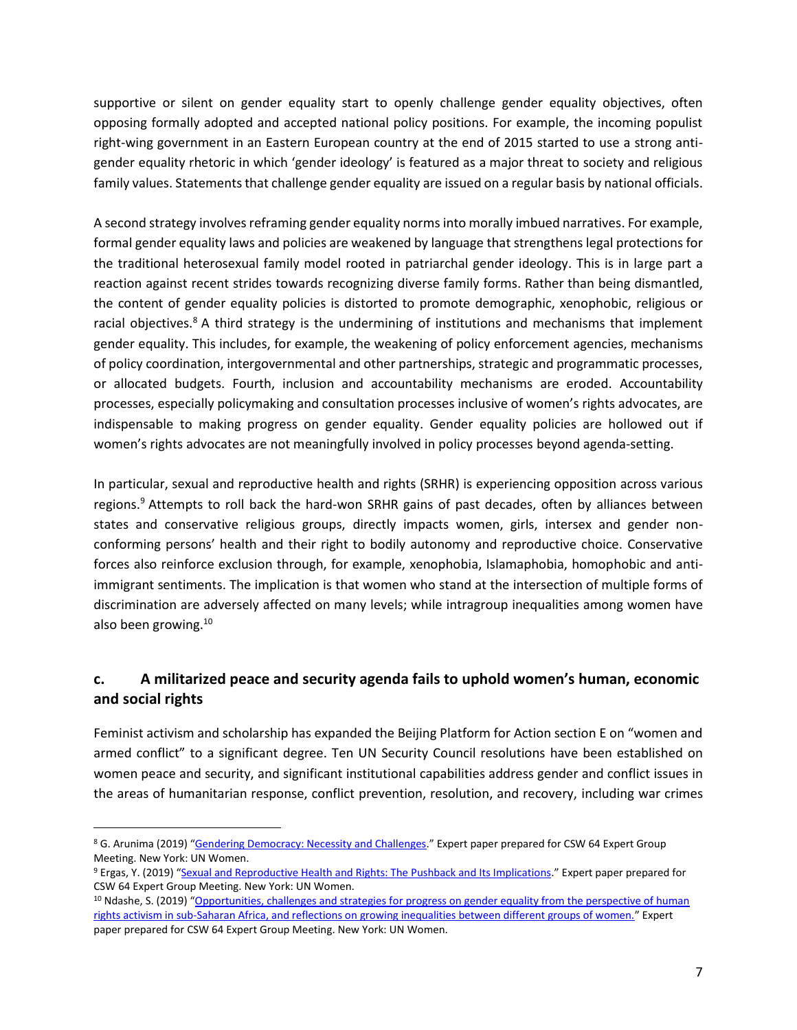supportive or silent on gender equality start to openly challenge gender equality objectives, often opposing formally adopted and accepted national policy positions. For example, the incoming populist right-wing government in an Eastern European country at the end of 2015 started to use a strong anti-gender equality rhetoric in which 'gender ideology' is featured as a major threat to society and religious family values. Statements that challenge gender equality are issued on a regular basis by national officials.

A second strategy involves reframing gender equality norms into morally imbued narratives. For example, formal gender equality laws and policies are weakened by language that strengthens legal protections for the traditional heterosexual family model rooted in patriarchal gender ideology. This is in large part a reaction against recent strides towards recognizing diverse family forms. Rather than being dismantled, the content of gender equality policies is distorted to promote demographic, xenophobic, religious or racial objectives.[8] A third strategy is the undermining of institutions and mechanisms that implement gender equality. This includes, for example, the weakening of policy enforcement agencies, mechanisms of policy coordination, intergovernmental and other partnerships, strategic and programmatic processes, or allocated budgets. Fourth, inclusion and accountability mechanisms are eroded. Accountability processes, especially policymaking and consultation processes inclusive of women's rights advocates, are indispensable to making progress on gender equality. Gender equality policies are hollowed out if women's rights advocates are not meaningfully involved in policy processes beyond agenda-setting.

In particular, sexual and reproductive health and rights (SRHR) is experiencing opposition across various regions.[9] Attempts to roll back the hard-won SRHR gains of past decades, often by alliances between states and conservative religious groups, directly impacts women, girls, intersex and gender non-conforming persons' health and their right to bodily autonomy and reproductive choice. Conservative forces also reinforce exclusion through, for example, xenophobia, Islamaphobia, homophobic and anti-immigrant sentiments. The implication is that women who stand at the intersection of multiple forms of discrimination are adversely affected on many levels; while intragroup inequalities among women have also been growing.[10]

### c. A militarized peace and security agenda fails to uphold women's human, economic and social rights

Feminist activism and scholarship has expanded the Beijing Platform for Action section E on "women and armed conflict" to a significant degree. Ten UN Security Council resolutions have been established on women peace and security, and significant institutional capabilities address gender and conflict issues in the areas of humanitarian response, conflict prevention, resolution, and recovery, including war crimes

---

[8] G. Arunima (2019) "Gendering Democracy: Necessity and Challenges." Expert paper prepared for CSW 64 Expert Group Meeting. New York: UN Women.

[9] Ergas, Y. (2019) "Sexual and Reproductive Health and Rights: The Pushback and Its Implications." Expert paper prepared for CSW 64 Expert Group Meeting. New York: UN Women.

[10] Ndashe, S. (2019) "Opportunities, challenges and strategies for progress on gender equality from the perspective of human rights activism in sub-Saharan Africa, and reflections on growing inequalities between different groups of women." Expert paper prepared for CSW 64 Expert Group Meeting. New York: UN Women.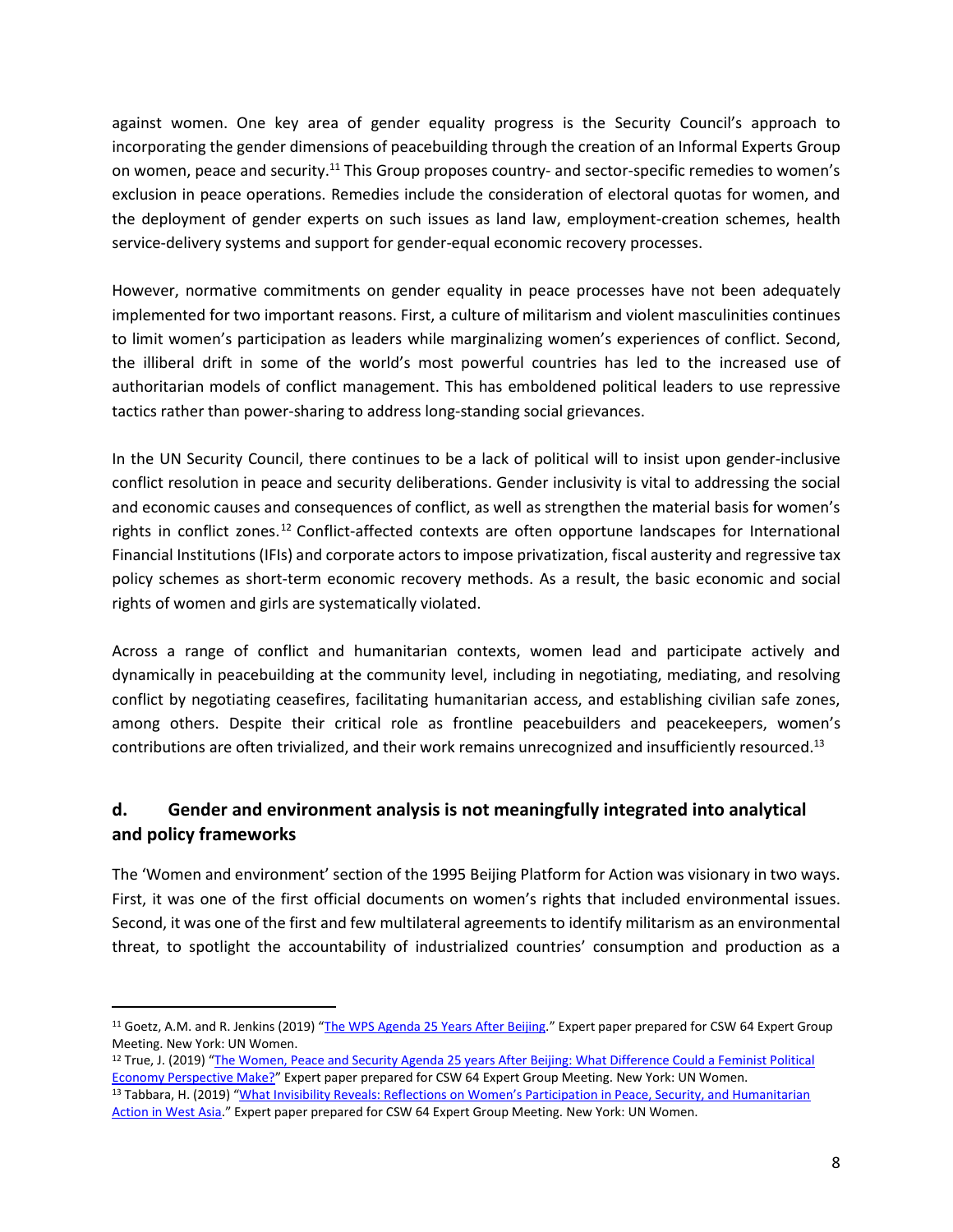against women. One key area of gender equality progress is the Security Council's approach to incorporating the gender dimensions of peacebuilding through the creation of an Informal Experts Group on women, peace and security.[11] This Group proposes country- and sector-specific remedies to women's exclusion in peace operations. Remedies include the consideration of electoral quotas for women, and the deployment of gender experts on such issues as land law, employment-creation schemes, health service-delivery systems and support for gender-equal economic recovery processes.

However, normative commitments on gender equality in peace processes have not been adequately implemented for two important reasons. First, a culture of militarism and violent masculinities continues to limit women's participation as leaders while marginalizing women's experiences of conflict. Second, the illiberal drift in some of the world's most powerful countries has led to the increased use of authoritarian models of conflict management. This has emboldened political leaders to use repressive tactics rather than power-sharing to address long-standing social grievances.

In the UN Security Council, there continues to be a lack of political will to insist upon gender-inclusive conflict resolution in peace and security deliberations. Gender inclusivity is vital to addressing the social and economic causes and consequences of conflict, as well as strengthen the material basis for women's rights in conflict zones.[12] Conflict-affected contexts are often opportune landscapes for International Financial Institutions (IFIs) and corporate actors to impose privatization, fiscal austerity and regressive tax policy schemes as short-term economic recovery methods. As a result, the basic economic and social rights of women and girls are systematically violated.

Across a range of conflict and humanitarian contexts, women lead and participate actively and dynamically in peacebuilding at the community level, including in negotiating, mediating, and resolving conflict by negotiating ceasefires, facilitating humanitarian access, and establishing civilian safe zones, among others. Despite their critical role as frontline peacebuilders and peacekeepers, women's contributions are often trivialized, and their work remains unrecognized and insufficiently resourced.[13]

## d. Gender and environment analysis is not meaningfully integrated into analytical and policy frameworks

The 'Women and environment' section of the 1995 Beijing Platform for Action was visionary in two ways. First, it was one of the first official documents on women's rights that included environmental issues. Second, it was one of the first and few multilateral agreements to identify militarism as an environmental threat, to spotlight the accountability of industrialized countries' consumption and production as a

---

[11] Goetz, A.M. and R. Jenkins (2019) "The WPS Agenda 25 Years After Beijing." Expert paper prepared for CSW 64 Expert Group Meeting. New York: UN Women.

[12] True, J. (2019) "The Women, Peace and Security Agenda 25 years After Beijing: What Difference Could a Feminist Political Economy Perspective Make?" Expert paper prepared for CSW 64 Expert Group Meeting. New York: UN Women.

[13] Tabbara, H. (2019) "What Invisibility Reveals: Reflections on Women's Participation in Peace, Security, and Humanitarian Action in West Asia." Expert paper prepared for CSW 64 Expert Group Meeting. New York: UN Women.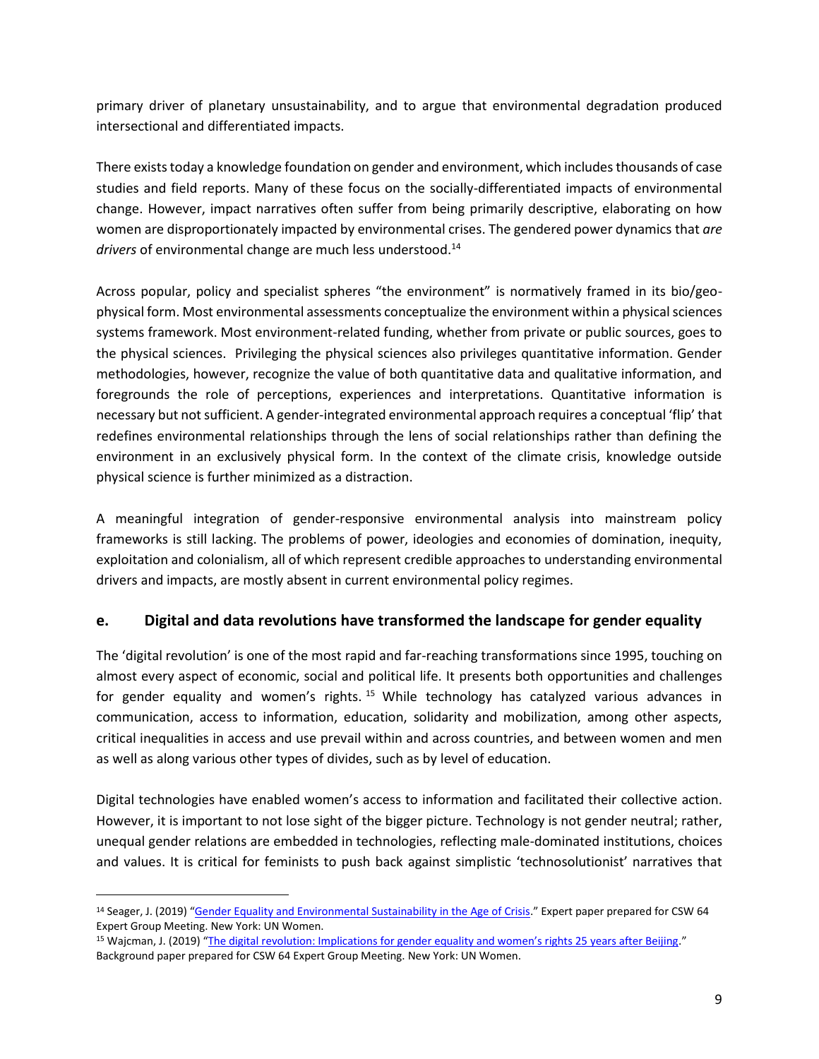primary driver of planetary unsustainability, and to argue that environmental degradation produced intersectional and differentiated impacts.

There exists today a knowledge foundation on gender and environment, which includes thousands of case studies and field reports. Many of these focus on the socially-differentiated impacts of environmental change. However, impact narratives often suffer from being primarily descriptive, elaborating on how women are disproportionately impacted by environmental crises. The gendered power dynamics that *are drivers* of environmental change are much less understood.[14]

Across popular, policy and specialist spheres "the environment" is normatively framed in its bio/geo-physical form. Most environmental assessments conceptualize the environment within a physical sciences systems framework. Most environment-related funding, whether from private or public sources, goes to the physical sciences. Privileging the physical sciences also privileges quantitative information. Gender methodologies, however, recognize the value of both quantitative data and qualitative information, and foregrounds the role of perceptions, experiences and interpretations. Quantitative information is necessary but not sufficient. A gender-integrated environmental approach requires a conceptual 'flip' that redefines environmental relationships through the lens of social relationships rather than defining the environment in an exclusively physical form. In the context of the climate crisis, knowledge outside physical science is further minimized as a distraction.

A meaningful integration of gender-responsive environmental analysis into mainstream policy frameworks is still lacking. The problems of power, ideologies and economies of domination, inequity, exploitation and colonialism, all of which represent credible approaches to understanding environmental drivers and impacts, are mostly absent in current environmental policy regimes.

### e. Digital and data revolutions have transformed the landscape for gender equality

The 'digital revolution' is one of the most rapid and far-reaching transformations since 1995, touching on almost every aspect of economic, social and political life. It presents both opportunities and challenges for gender equality and women's rights.[15] While technology has catalyzed various advances in communication, access to information, education, solidarity and mobilization, among other aspects, critical inequalities in access and use prevail within and across countries, and between women and men as well as along various other types of divides, such as by level of education.

Digital technologies have enabled women's access to information and facilitated their collective action. However, it is important to not lose sight of the bigger picture. Technology is not gender neutral; rather, unequal gender relations are embedded in technologies, reflecting male-dominated institutions, choices and values. It is critical for feminists to push back against simplistic 'technosolutionist' narratives that

---

[14] Seager, J. (2019) "Gender Equality and Environmental Sustainability in the Age of Crisis." Expert paper prepared for CSW 64 Expert Group Meeting. New York: UN Women.

[15] Wajcman, J. (2019) "The digital revolution: Implications for gender equality and women's rights 25 years after Beijing." Background paper prepared for CSW 64 Expert Group Meeting. New York: UN Women.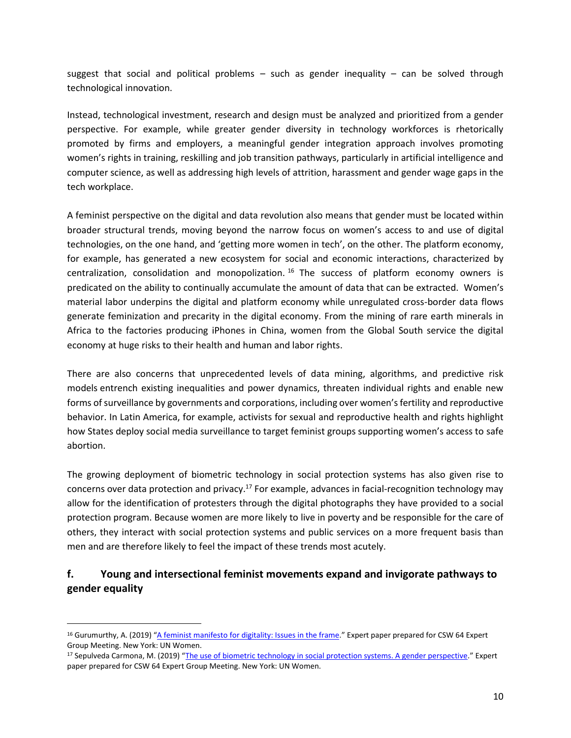suggest that social and political problems – such as gender inequality – can be solved through technological innovation.

Instead, technological investment, research and design must be analyzed and prioritized from a gender perspective. For example, while greater gender diversity in technology workforces is rhetorically promoted by firms and employers, a meaningful gender integration approach involves promoting women's rights in training, reskilling and job transition pathways, particularly in artificial intelligence and computer science, as well as addressing high levels of attrition, harassment and gender wage gaps in the tech workplace.

A feminist perspective on the digital and data revolution also means that gender must be located within broader structural trends, moving beyond the narrow focus on women's access to and use of digital technologies, on the one hand, and 'getting more women in tech', on the other. The platform economy, for example, has generated a new ecosystem for social and economic interactions, characterized by centralization, consolidation and monopolization.[16] The success of platform economy owners is predicated on the ability to continually accumulate the amount of data that can be extracted. Women's material labor underpins the digital and platform economy while unregulated cross-border data flows generate feminization and precarity in the digital economy. From the mining of rare earth minerals in Africa to the factories producing iPhones in China, women from the Global South service the digital economy at huge risks to their health and human and labor rights.

There are also concerns that unprecedented levels of data mining, algorithms, and predictive risk models entrench existing inequalities and power dynamics, threaten individual rights and enable new forms of surveillance by governments and corporations, including over women's fertility and reproductive behavior. In Latin America, for example, activists for sexual and reproductive health and rights highlight how States deploy social media surveillance to target feminist groups supporting women's access to safe abortion.

The growing deployment of biometric technology in social protection systems has also given rise to concerns over data protection and privacy.[17] For example, advances in facial-recognition technology may allow for the identification of protesters through the digital photographs they have provided to a social protection program. Because women are more likely to live in poverty and be responsible for the care of others, they interact with social protection systems and public services on a more frequent basis than men and are therefore likely to feel the impact of these trends most acutely.

## f. Young and intersectional feminist movements expand and invigorate pathways to gender equality

---

[16] Gurumurthy, A. (2019) "A feminist manifesto for digitality: Issues in the frame." Expert paper prepared for CSW 64 Expert Group Meeting. New York: UN Women.

[17] Sepulveda Carmona, M. (2019) "The use of biometric technology in social protection systems. A gender perspective." Expert paper prepared for CSW 64 Expert Group Meeting. New York: UN Women.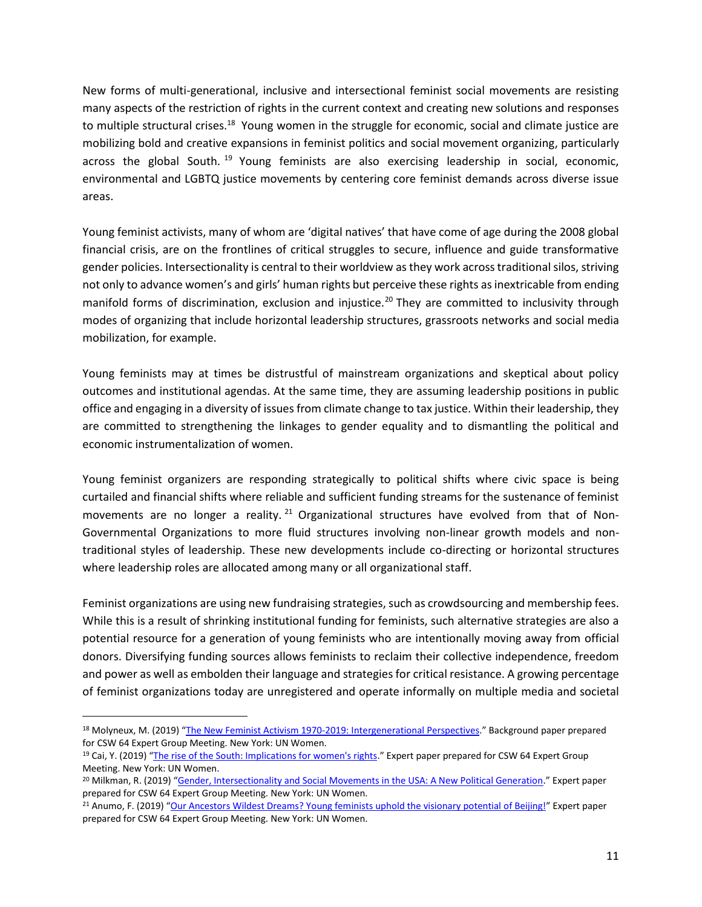New forms of multi-generational, inclusive and intersectional feminist social movements are resisting many aspects of the restriction of rights in the current context and creating new solutions and responses to multiple structural crises.[18] Young women in the struggle for economic, social and climate justice are mobilizing bold and creative expansions in feminist politics and social movement organizing, particularly across the global South.[19] Young feminists are also exercising leadership in social, economic, environmental and LGBTQ justice movements by centering core feminist demands across diverse issue areas.

Young feminist activists, many of whom are 'digital natives' that have come of age during the 2008 global financial crisis, are on the frontlines of critical struggles to secure, influence and guide transformative gender policies. Intersectionality is central to their worldview as they work across traditional silos, striving not only to advance women's and girls' human rights but perceive these rights as inextricable from ending manifold forms of discrimination, exclusion and injustice.[20] They are committed to inclusivity through modes of organizing that include horizontal leadership structures, grassroots networks and social media mobilization, for example.

Young feminists may at times be distrustful of mainstream organizations and skeptical about policy outcomes and institutional agendas. At the same time, they are assuming leadership positions in public office and engaging in a diversity of issues from climate change to tax justice. Within their leadership, they are committed to strengthening the linkages to gender equality and to dismantling the political and economic instrumentalization of women.

Young feminist organizers are responding strategically to political shifts where civic space is being curtailed and financial shifts where reliable and sufficient funding streams for the sustenance of feminist movements are no longer a reality.[21] Organizational structures have evolved from that of Non-Governmental Organizations to more fluid structures involving non-linear growth models and non-traditional styles of leadership. These new developments include co-directing or horizontal structures where leadership roles are allocated among many or all organizational staff.

Feminist organizations are using new fundraising strategies, such as crowdsourcing and membership fees. While this is a result of shrinking institutional funding for feminists, such alternative strategies are also a potential resource for a generation of young feminists who are intentionally moving away from official donors. Diversifying funding sources allows feminists to reclaim their collective independence, freedom and power as well as embolden their language and strategies for critical resistance. A growing percentage of feminist organizations today are unregistered and operate informally on multiple media and societal

---

[18] Molyneux, M. (2019) "The New Feminist Activism 1970-2019: Intergenerational Perspectives." Background paper prepared for CSW 64 Expert Group Meeting. New York: UN Women.

[19] Cai, Y. (2019) "The rise of the South: Implications for women's rights." Expert paper prepared for CSW 64 Expert Group Meeting. New York: UN Women.

[20] Milkman, R. (2019) "Gender, Intersectionality and Social Movements in the USA: A New Political Generation." Expert paper prepared for CSW 64 Expert Group Meeting. New York: UN Women.

[21] Anumo, F. (2019) "Our Ancestors Wildest Dreams? Young feminists uphold the visionary potential of Beijing!" Expert paper prepared for CSW 64 Expert Group Meeting. New York: UN Women.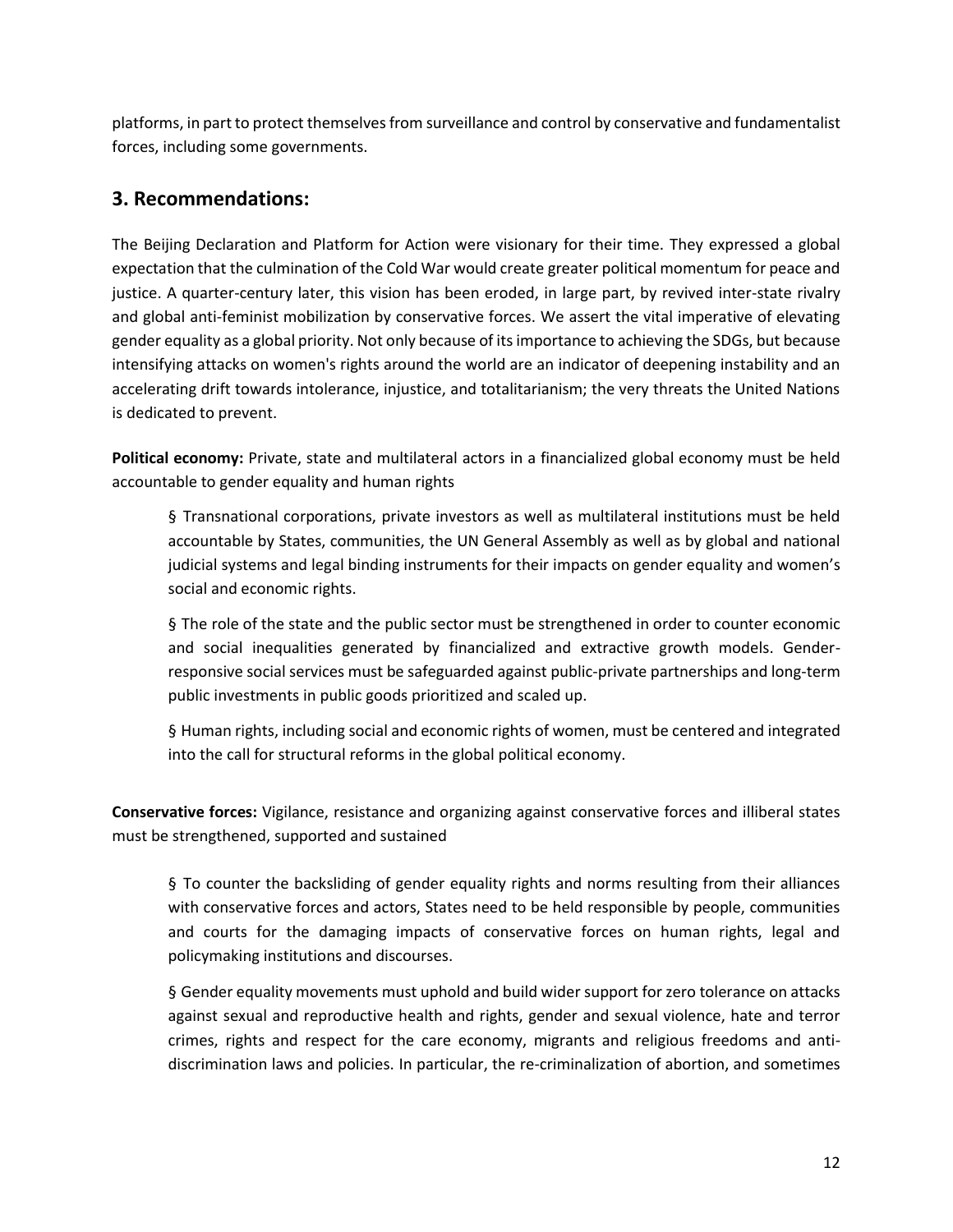platforms, in part to protect themselves from surveillance and control by conservative and fundamentalist forces, including some governments.

## 3. Recommendations:

The Beijing Declaration and Platform for Action were visionary for their time. They expressed a global expectation that the culmination of the Cold War would create greater political momentum for peace and justice. A quarter-century later, this vision has been eroded, in large part, by revived inter-state rivalry and global anti-feminist mobilization by conservative forces. We assert the vital imperative of elevating gender equality as a global priority. Not only because of its importance to achieving the SDGs, but because intensifying attacks on women's rights around the world are an indicator of deepening instability and an accelerating drift towards intolerance, injustice, and totalitarianism; the very threats the United Nations is dedicated to prevent.

**Political economy:** Private, state and multilateral actors in a financialized global economy must be held accountable to gender equality and human rights

§ Transnational corporations, private investors as well as multilateral institutions must be held accountable by States, communities, the UN General Assembly as well as by global and national judicial systems and legal binding instruments for their impacts on gender equality and women's social and economic rights.

§ The role of the state and the public sector must be strengthened in order to counter economic and social inequalities generated by financialized and extractive growth models. Gender-responsive social services must be safeguarded against public-private partnerships and long-term public investments in public goods prioritized and scaled up.

§ Human rights, including social and economic rights of women, must be centered and integrated into the call for structural reforms in the global political economy.

**Conservative forces:** Vigilance, resistance and organizing against conservative forces and illiberal states must be strengthened, supported and sustained

§ To counter the backsliding of gender equality rights and norms resulting from their alliances with conservative forces and actors, States need to be held responsible by people, communities and courts for the damaging impacts of conservative forces on human rights, legal and policymaking institutions and discourses.

§ Gender equality movements must uphold and build wider support for zero tolerance on attacks against sexual and reproductive health and rights, gender and sexual violence, hate and terror crimes, rights and respect for the care economy, migrants and religious freedoms and anti-discrimination laws and policies. In particular, the re-criminalization of abortion, and sometimes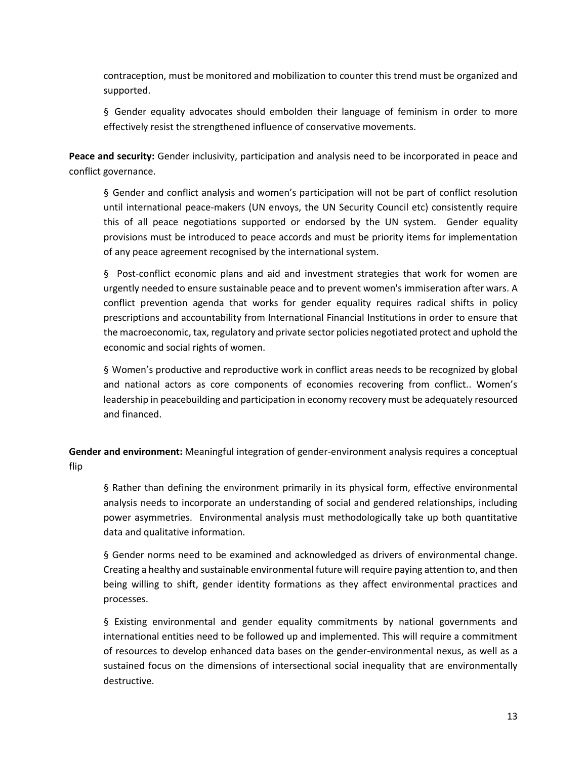contraception, must be monitored and mobilization to counter this trend must be organized and supported.

§ Gender equality advocates should embolden their language of feminism in order to more effectively resist the strengthened influence of conservative movements.

**Peace and security:** Gender inclusivity, participation and analysis need to be incorporated in peace and conflict governance.

§ Gender and conflict analysis and women's participation will not be part of conflict resolution until international peace-makers (UN envoys, the UN Security Council etc) consistently require this of all peace negotiations supported or endorsed by the UN system. Gender equality provisions must be introduced to peace accords and must be priority items for implementation of any peace agreement recognised by the international system.

§ Post-conflict economic plans and aid and investment strategies that work for women are urgently needed to ensure sustainable peace and to prevent women's immiseration after wars. A conflict prevention agenda that works for gender equality requires radical shifts in policy prescriptions and accountability from International Financial Institutions in order to ensure that the macroeconomic, tax, regulatory and private sector policies negotiated protect and uphold the economic and social rights of women.

§ Women's productive and reproductive work in conflict areas needs to be recognized by global and national actors as core components of economies recovering from conflict.. Women's leadership in peacebuilding and participation in economy recovery must be adequately resourced and financed.

**Gender and environment:** Meaningful integration of gender-environment analysis requires a conceptual flip

§ Rather than defining the environment primarily in its physical form, effective environmental analysis needs to incorporate an understanding of social and gendered relationships, including power asymmetries. Environmental analysis must methodologically take up both quantitative data and qualitative information.

§ Gender norms need to be examined and acknowledged as drivers of environmental change. Creating a healthy and sustainable environmental future will require paying attention to, and then being willing to shift, gender identity formations as they affect environmental practices and processes.

§ Existing environmental and gender equality commitments by national governments and international entities need to be followed up and implemented. This will require a commitment of resources to develop enhanced data bases on the gender-environmental nexus, as well as a sustained focus on the dimensions of intersectional social inequality that are environmentally destructive.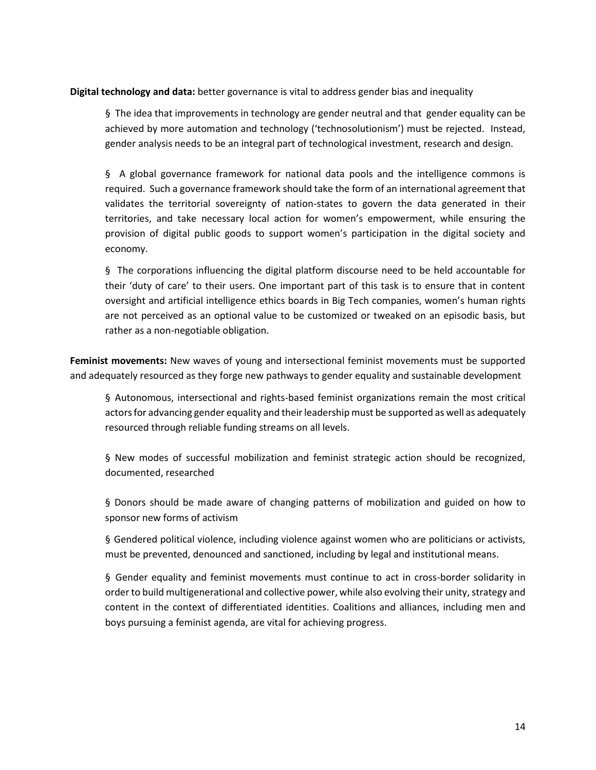**Digital technology and data:** better governance is vital to address gender bias and inequality

§ The idea that improvements in technology are gender neutral and that gender equality can be achieved by more automation and technology ('technosolutionism') must be rejected. Instead, gender analysis needs to be an integral part of technological investment, research and design.

§ A global governance framework for national data pools and the intelligence commons is required. Such a governance framework should take the form of an international agreement that validates the territorial sovereignty of nation-states to govern the data generated in their territories, and take necessary local action for women's empowerment, while ensuring the provision of digital public goods to support women's participation in the digital society and economy.

§ The corporations influencing the digital platform discourse need to be held accountable for their 'duty of care' to their users. One important part of this task is to ensure that in content oversight and artificial intelligence ethics boards in Big Tech companies, women's human rights are not perceived as an optional value to be customized or tweaked on an episodic basis, but rather as a non-negotiable obligation.

**Feminist movements:** New waves of young and intersectional feminist movements must be supported and adequately resourced as they forge new pathways to gender equality and sustainable development

§ Autonomous, intersectional and rights-based feminist organizations remain the most critical actors for advancing gender equality and their leadership must be supported as well as adequately resourced through reliable funding streams on all levels.

§ New modes of successful mobilization and feminist strategic action should be recognized, documented, researched

§ Donors should be made aware of changing patterns of mobilization and guided on how to sponsor new forms of activism

§ Gendered political violence, including violence against women who are politicians or activists, must be prevented, denounced and sanctioned, including by legal and institutional means.

§ Gender equality and feminist movements must continue to act in cross-border solidarity in order to build multigenerational and collective power, while also evolving their unity, strategy and content in the context of differentiated identities. Coalitions and alliances, including men and boys pursuing a feminist agenda, are vital for achieving progress.